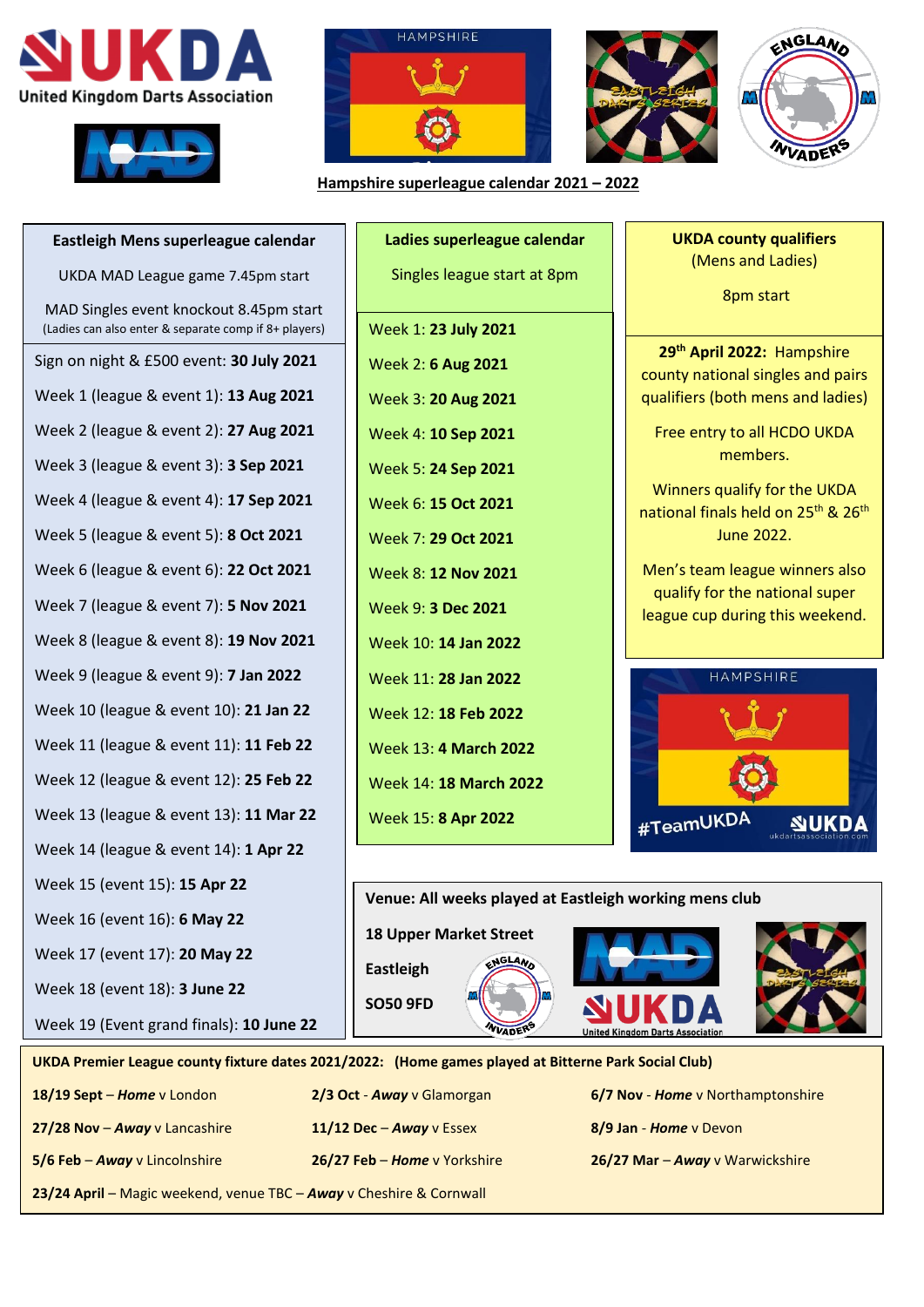## Hampshire superleague calendar 2021 – 2022

### Eastleigh Mens superleague calendar

UKDA MAD League game 7.45pm start

MAD Singles event knockout 8.45pm start
(Ladies can also enter & separate comp if 8+ players)

- Sign on night & £500 event: **30 July 2021**
- Week 1 (league & event 1): **13 Aug 2021**
- Week 2 (league & event 2): **27 Aug 2021**
- Week 3 (league & event 3): **3 Sep 2021**
- Week 4 (league & event 4): **17 Sep 2021**
- Week 5 (league & event 5): **8 Oct 2021**
- Week 6 (league & event 6): **22 Oct 2021**
- Week 7 (league & event 7): **5 Nov 2021**
- Week 8 (league & event 8): **19 Nov 2021**
- Week 9 (league & event 9): **7 Jan 2022**
- Week 10 (league & event 10): **21 Jan 22**
- Week 11 (league & event 11): **11 Feb 22**
- Week 12 (league & event 12): **25 Feb 22**
- Week 13 (league & event 13): **11 Mar 22**
- Week 14 (league & event 14): **1 Apr 22**
- Week 15 (event 15): **15 Apr 22**
- Week 16 (event 16): **6 May 22**
- Week 17 (event 17): **20 May 22**
- Week 18 (event 18): **3 June 22**
- Week 19 (Event grand finals): **10 June 22**

### Ladies superleague calendar

Singles league start at 8pm

- Week 1: **23 July 2021**
- Week 2: **6 Aug 2021**
- Week 3: **20 Aug 2021**
- Week 4: **10 Sep 2021**
- Week 5: **24 Sep 2021**
- Week 6: **15 Oct 2021**
- Week 7: **29 Oct 2021**
- Week 8: **12 Nov 2021**
- Week 9: **3 Dec 2021**
- Week 10: **14 Jan 2022**
- Week 11: **28 Jan 2022**
- Week 12: **18 Feb 2022**
- Week 13: **4 March 2022**
- Week 14: **18 March 2022**
- Week 15: **8 Apr 2022**

### UKDA county qualifiers

(Mens and Ladies)

8pm start

**29th April 2022:** Hampshire county national singles and pairs qualifiers (both mens and ladies)

Free entry to all HCDO UKDA members.

Winners qualify for the UKDA national finals held on 25th & 26th June 2022.

Men's team league winners also qualify for the national super league cup during this weekend.

#TeamUKDA

**Venue: All weeks played at Eastleigh working mens club**

**18 Upper Market Street**

**Eastleigh**

**SO50 9FD**

**UKDA Premier League county fixture dates 2021/2022: (Home games played at Bitterne Park Social Club)**

| | | |
|---|---|---|
| **18/19 Sept** – ***Home*** v London | **2/3 Oct** - ***Away*** v Glamorgan | **6/7 Nov** - ***Home*** v Northamptonshire |
| **27/28 Nov** – ***Away*** v Lancashire | **11/12 Dec** – ***Away*** v Essex | **8/9 Jan** - ***Home*** v Devon |
| **5/6 Feb** – ***Away*** v Lincolnshire | **26/27 Feb** – ***Home*** v Yorkshire | **26/27 Mar** – ***Away*** v Warwickshire |

**23/24 April** – Magic weekend, venue TBC – ***Away*** v Cheshire & Cornwall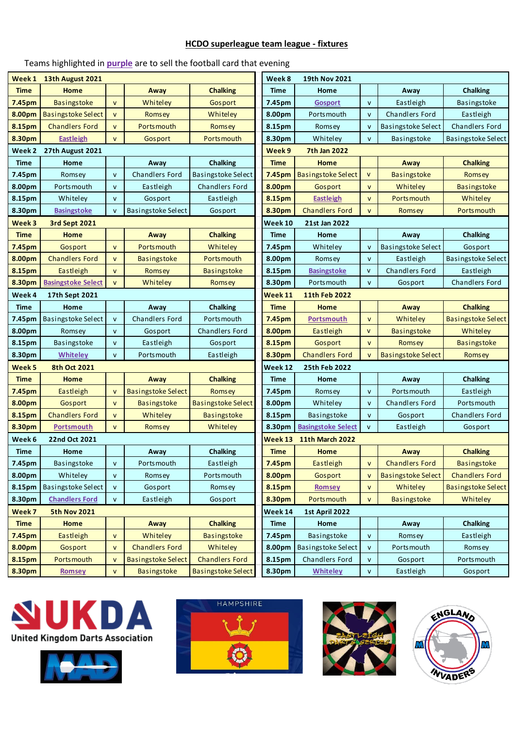# HCDO superleague team league - fixtures

Teams highlighted in **purple** are to sell the football card that evening

| Week 1 | 13th August 2021 | | | |
|---|---|---|---|---|
| Time | Home | | Away | Chalking |
| 7.45pm | Basingstoke | v | Whiteley | Gosport |
| 8.00pm | Basingstoke Select | v | Romsey | Whiteley |
| 8.15pm | Chandlers Ford | v | Portsmouth | Romsey |
| 8.30pm | **Eastleigh** | v | Gosport | Portsmouth |
| **Week 2** | **27th August 2021** | | | |
| Time | Home | | Away | Chalking |
| 7.45pm | Romsey | v | Chandlers Ford | Basingstoke Select |
| 8.00pm | Portsmouth | v | Eastleigh | Chandlers Ford |
| 8.15pm | Whiteley | v | Gosport | Eastleigh |
| 8.30pm | **Basingstoke** | v | Basingstoke Select | Gosport |
| **Week 3** | **3rd Sept 2021** | | | |
| Time | Home | | Away | Chalking |
| 7.45pm | Gosport | v | Portsmouth | Whiteley |
| 8.00pm | Chandlers Ford | v | Basingstoke | Portsmouth |
| 8.15pm | Eastleigh | v | Romsey | Basingstoke |
| 8.30pm | **Basingstoke Select** | v | Whiteley | Romsey |
| **Week 4** | **17th Sept 2021** | | | |
| Time | Home | | Away | Chalking |
| 7.45pm | Basingstoke Select | v | Chandlers Ford | Portsmouth |
| 8.00pm | Romsey | v | Gosport | Chandlers Ford |
| 8.15pm | Basingstoke | v | Eastleigh | Gosport |
| 8.30pm | **Whiteley** | v | Portsmouth | Eastleigh |
| **Week 5** | **8th Oct 2021** | | | |
| Time | Home | | Away | Chalking |
| 7.45pm | Eastleigh | v | Basingstoke Select | Romsey |
| 8.00pm | Gosport | v | Basingstoke | Basingstoke Select |
| 8.15pm | Chandlers Ford | v | Whiteley | Basingstoke |
| 8.30pm | **Portsmouth** | v | Romsey | Whiteley |
| **Week 6** | **22nd Oct 2021** | | | |
| Time | Home | | Away | Chalking |
| 7.45pm | Basingstoke | v | Portsmouth | Eastleigh |
| 8.00pm | Whiteley | v | Romsey | Portsmouth |
| 8.15pm | Basingstoke Select | v | Gosport | Romsey |
| 8.30pm | **Chandlers Ford** | v | Eastleigh | Gosport |
| **Week 7** | **5th Nov 2021** | | | |
| Time | Home | | Away | Chalking |
| 7.45pm | Eastleigh | v | Whiteley | Basingstoke |
| 8.00pm | Gosport | v | Chandlers Ford | Whiteley |
| 8.15pm | Portsmouth | v | Basingstoke Select | Chandlers Ford |
| 8.30pm | **Romsey** | v | Basingstoke | Basingstoke Select |

| Week 8 | 19th Nov 2021 | | | |
|---|---|---|---|---|
| Time | Home | | Away | Chalking |
| 7.45pm | **Gosport** | v | Eastleigh | Basingstoke |
| 8.00pm | Portsmouth | v | Chandlers Ford | Eastleigh |
| 8.15pm | Romsey | v | Basingstoke Select | Chandlers Ford |
| 8.30pm | Whiteley | v | Basingstoke | Basingstoke Select |
| **Week 9** | **7th Jan 2022** | | | |
| Time | Home | | Away | Chalking |
| 7.45pm | Basingstoke Select | v | Basingstoke | Romsey |
| 8.00pm | Gosport | v | Whiteley | Basingstoke |
| 8.15pm | **Eastleigh** | v | Portsmouth | Whiteley |
| 8.30pm | Chandlers Ford | v | Romsey | Portsmouth |
| **Week 10** | **21st Jan 2022** | | | |
| Time | Home | | Away | Chalking |
| 7.45pm | Whiteley | v | Basingstoke Select | Gosport |
| 8.00pm | Romsey | v | Eastleigh | Basingstoke Select |
| 8.15pm | **Basingstoke** | v | Chandlers Ford | Eastleigh |
| 8.30pm | Portsmouth | v | Gosport | Chandlers Ford |
| **Week 11** | **11th Feb 2022** | | | |
| Time | Home | | Away | Chalking |
| 7.45pm | **Portsmouth** | v | Whiteley | Basingstoke Select |
| 8.00pm | Eastleigh | v | Basingstoke | Whiteley |
| 8.15pm | Gosport | v | Romsey | Basingstoke |
| 8.30pm | Chandlers Ford | v | Basingstoke Select | Romsey |
| **Week 12** | **25th Feb 2022** | | | |
| Time | Home | | Away | Chalking |
| 7.45pm | Romsey | v | Portsmouth | Eastleigh |
| 8.00pm | Whiteley | v | Chandlers Ford | Portsmouth |
| 8.15pm | Basingstoke | v | Gosport | Chandlers Ford |
| 8.30pm | **Basingstoke Select** | v | Eastleigh | Gosport |
| **Week 13** | **11th March 2022** | | | |
| Time | Home | | Away | Chalking |
| 7.45pm | Eastleigh | v | Chandlers Ford | Basingstoke |
| 8.00pm | Gosport | v | Basingstoke Select | Chandlers Ford |
| 8.15pm | **Romsey** | v | Whiteley | Basingstoke Select |
| 8.30pm | Portsmouth | v | Basingstoke | Whiteley |
| **Week 14** | **1st April 2022** | | | |
| Time | Home | | Away | Chalking |
| 7.45pm | Basingstoke | v | Romsey | Eastleigh |
| 8.00pm | Basingstoke Select | v | Portsmouth | Romsey |
| 8.15pm | Chandlers Ford | v | Gosport | Portsmouth |
| 8.30pm | **Whiteley** | v | Eastleigh | Gosport |

UKDA United Kingdom Darts Association

MAD

HAMPSHIRE

EASTLEIGH DARTS SERIES

ENGLAND INVADERS